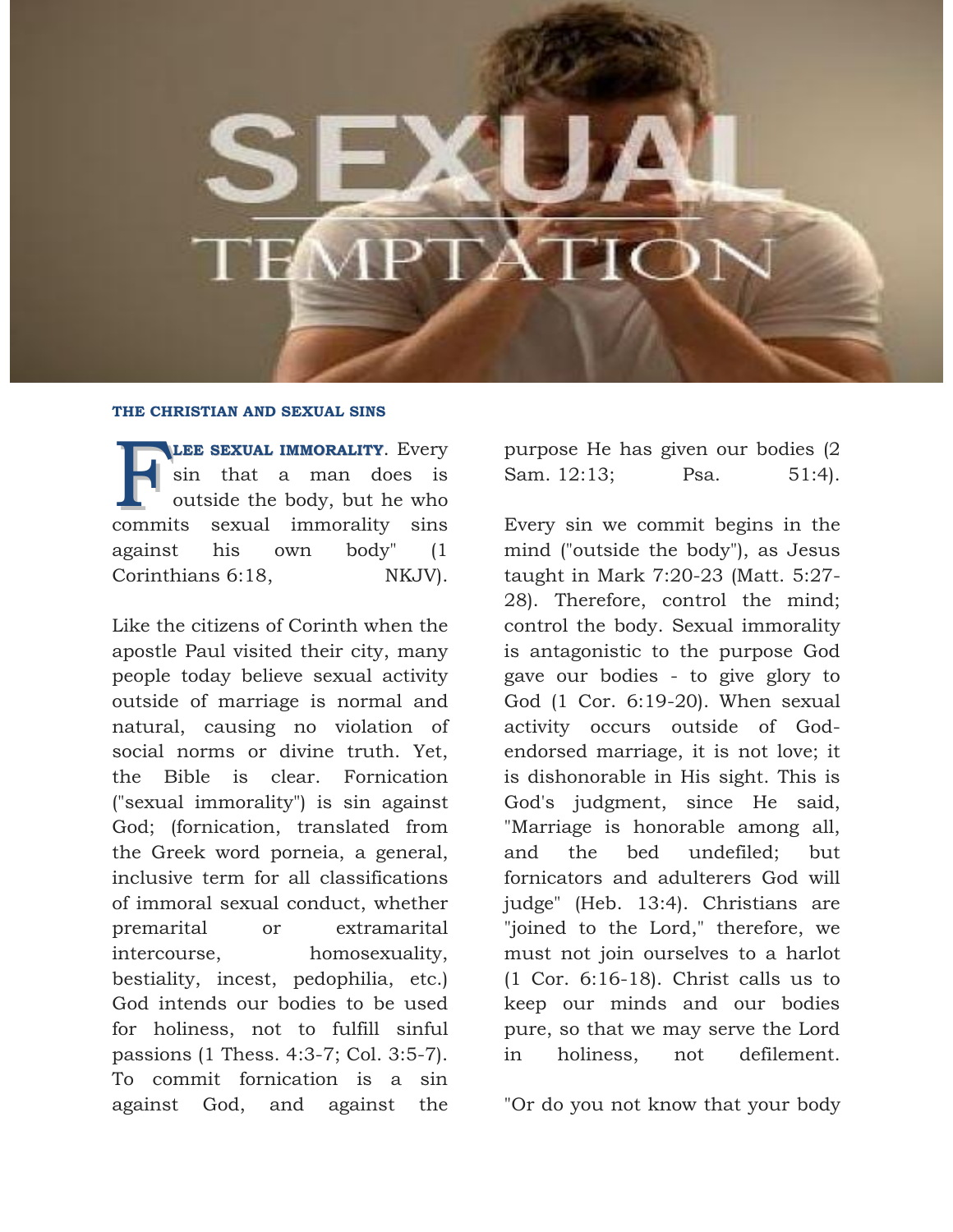# SEXUAL TEMPTATION

### THE CHRISTIAN AND SEXUAL SINS

**FLEE SEXUAL IMMORALITY**. Every sin that a man does is outside the body, but he who commits sexual immorality sins against his own body" (1 Corinthians 6:18, NKJV).

Like the citizens of Corinth when the apostle Paul visited their city, many people today believe sexual activity outside of marriage is normal and natural, causing no violation of social norms or divine truth. Yet, the Bible is clear. Fornication ("sexual immorality") is sin against God; (fornication, translated from the Greek word porneia, a general, inclusive term for all classifications of immoral sexual conduct, whether premarital or extramarital intercourse, homosexuality, bestiality, incest, pedophilia, etc.) God intends our bodies to be used for holiness, not to fulfill sinful passions (1 Thess. 4:3-7; Col. 3:5-7). To commit fornication is a sin against God, and against the purpose He has given our bodies (2 Sam. 12:13; Psa. 51:4).

Every sin we commit begins in the mind ("outside the body"), as Jesus taught in Mark 7:20-23 (Matt. 5:27-28). Therefore, control the mind; control the body. Sexual immorality is antagonistic to the purpose God gave our bodies - to give glory to God (1 Cor. 6:19-20). When sexual activity occurs outside of God-endorsed marriage, it is not love; it is dishonorable in His sight. This is God's judgment, since He said, "Marriage is honorable among all, and the bed undefiled; but fornicators and adulterers God will judge" (Heb. 13:4). Christians are "joined to the Lord," therefore, we must not join ourselves to a harlot (1 Cor. 6:16-18). Christ calls us to keep our minds and our bodies pure, so that we may serve the Lord in holiness, not defilement.

"Or do you not know that your body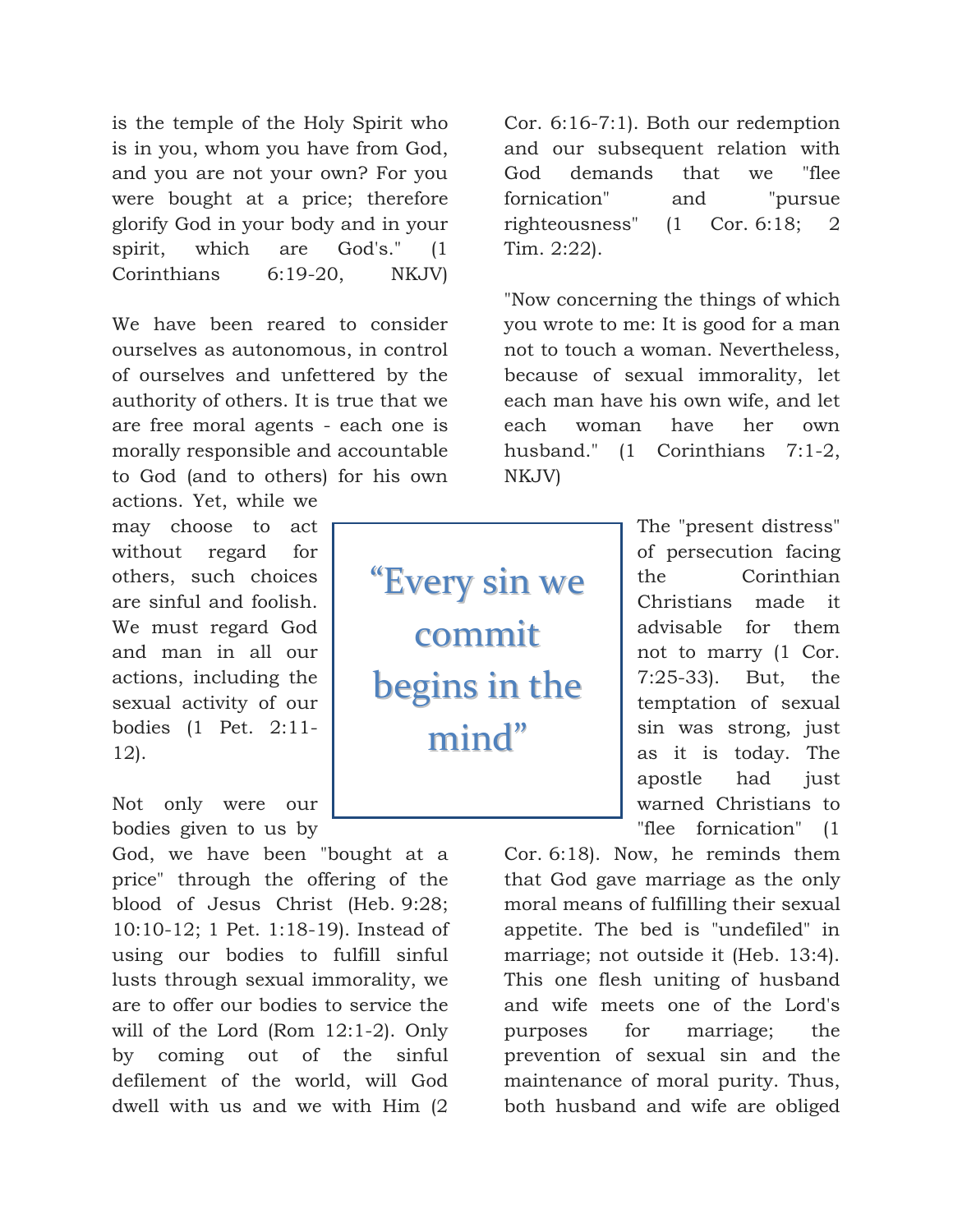is the temple of the Holy Spirit who is in you, whom you have from God, and you are not your own? For you were bought at a price; therefore glorify God in your body and in your spirit, which are God's." (1 Corinthians 6:19-20, NKJV)

We have been reared to consider ourselves as autonomous, in control of ourselves and unfettered by the authority of others. It is true that we are free moral agents - each one is morally responsible and accountable to God (and to others) for his own actions. Yet, while we may choose to act without regard for others, such choices are sinful and foolish. We must regard God and man in all our actions, including the sexual activity of our bodies (1 Pet. 2:11-12).

> "Every sin we commit begins in the mind"

Not only were our bodies given to us by God, we have been "bought at a price" through the offering of the blood of Jesus Christ (Heb. 9:28; 10:10-12; 1 Pet. 1:18-19). Instead of using our bodies to fulfill sinful lusts through sexual immorality, we are to offer our bodies to service the will of the Lord (Rom 12:1-2). Only by coming out of the sinful defilement of the world, will God dwell with us and we with Him (2 Cor. 6:16-7:1). Both our redemption and our subsequent relation with God demands that we "flee fornication" and "pursue righteousness" (1 Cor. 6:18; 2 Tim. 2:22).

"Now concerning the things of which you wrote to me: It is good for a man not to touch a woman. Nevertheless, because of sexual immorality, let each man have his own wife, and let each woman have her own husband." (1 Corinthians 7:1-2, NKJV)

The "present distress" of persecution facing the Corinthian Christians made it advisable for them not to marry (1 Cor. 7:25-33). But, the temptation of sexual sin was strong, just as it is today. The apostle had just warned Christians to "flee fornication" (1 Cor. 6:18). Now, he reminds them that God gave marriage as the only moral means of fulfilling their sexual appetite. The bed is "undefiled" in marriage; not outside it (Heb. 13:4). This one flesh uniting of husband and wife meets one of the Lord's purposes for marriage; the prevention of sexual sin and the maintenance of moral purity. Thus, both husband and wife are obliged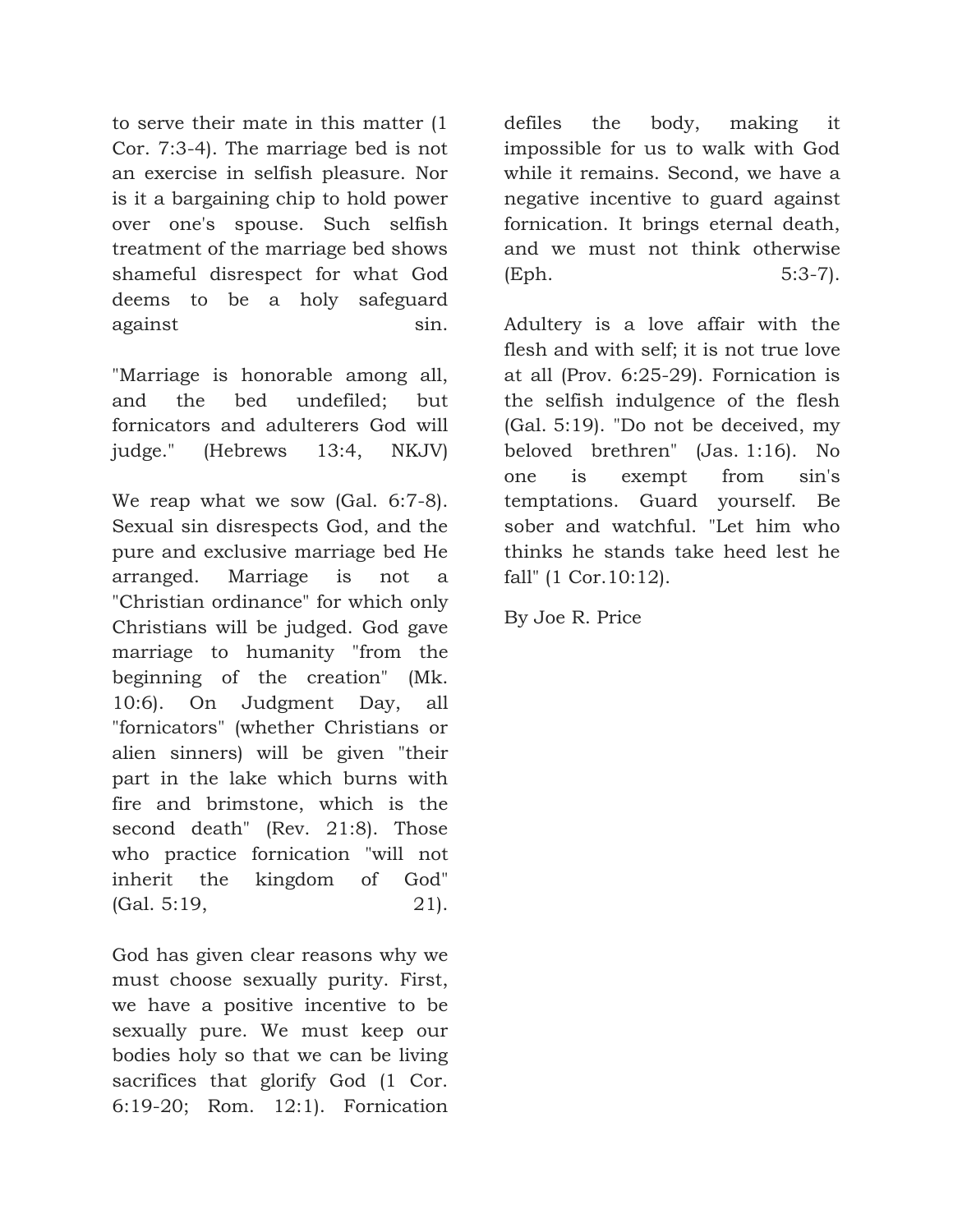to serve their mate in this matter (1 Cor. 7:3-4). The marriage bed is not an exercise in selfish pleasure. Nor is it a bargaining chip to hold power over one's spouse. Such selfish treatment of the marriage bed shows shameful disrespect for what God deems to be a holy safeguard against sin.

"Marriage is honorable among all, and the bed undefiled; but fornicators and adulterers God will judge." (Hebrews 13:4, NKJV)

We reap what we sow (Gal. 6:7-8). Sexual sin disrespects God, and the pure and exclusive marriage bed He arranged. Marriage is not a "Christian ordinance" for which only Christians will be judged. God gave marriage to humanity "from the beginning of the creation" (Mk. 10:6). On Judgment Day, all "fornicators" (whether Christians or alien sinners) will be given "their part in the lake which burns with fire and brimstone, which is the second death" (Rev. 21:8). Those who practice fornication "will not inherit the kingdom of God" (Gal. 5:19, 21).

God has given clear reasons why we must choose sexually purity. First, we have a positive incentive to be sexually pure. We must keep our bodies holy so that we can be living sacrifices that glorify God (1 Cor. 6:19-20; Rom. 12:1). Fornication defiles the body, making it impossible for us to walk with God while it remains. Second, we have a negative incentive to guard against fornication. It brings eternal death, and we must not think otherwise (Eph. 5:3-7).

Adultery is a love affair with the flesh and with self; it is not true love at all (Prov. 6:25-29). Fornication is the selfish indulgence of the flesh (Gal. 5:19). "Do not be deceived, my beloved brethren" (Jas. 1:16). No one is exempt from sin's temptations. Guard yourself. Be sober and watchful. "Let him who thinks he stands take heed lest he fall" (1 Cor.10:12).

By Joe R. Price